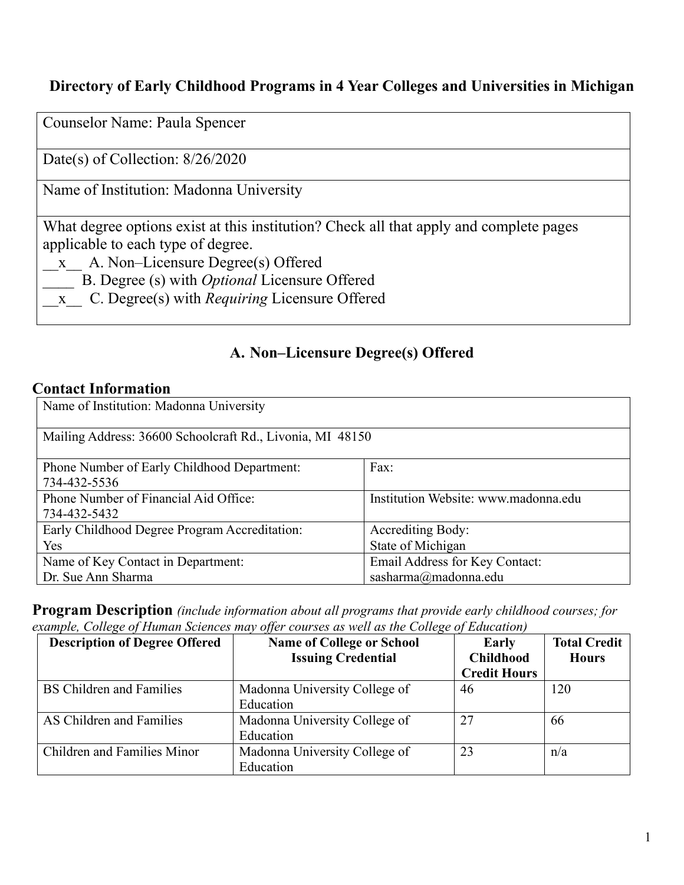# Directory of Early Childhood Programs in 4 Year Colleges and Universities in Michigan

| |
|---|
| Counselor Name: Paula Spencer |
| Date(s) of Collection: 8/26/2020 |
| Name of Institution: Madonna University |
| What degree options exist at this institution? Check all that apply and complete pages applicable to each type of degree.<br>\_\_x\_\_ A. Non–Licensure Degree(s) Offered<br>\_\_\_\_ B. Degree (s) with *Optional* Licensure Offered<br>\_\_x\_\_ C. Degree(s) with *Requiring* Licensure Offered |

## A. Non–Licensure Degree(s) Offered

### Contact Information

| | |
|---|---|
| Name of Institution: Madonna University | |
| Mailing Address: 36600 Schoolcraft Rd., Livonia, MI 48150 | |
| Phone Number of Early Childhood Department: 734-432-5536 | Fax: |
| Phone Number of Financial Aid Office: 734-432-5432 | Institution Website: www.madonna.edu |
| Early Childhood Degree Program Accreditation: Yes | Accrediting Body: State of Michigan |
| Name of Key Contact in Department: Dr. Sue Ann Sharma | Email Address for Key Contact: sasharma@madonna.edu |

### Program Description *(include information about all programs that provide early childhood courses; for example, College of Human Sciences may offer courses as well as the College of Education)*

| Description of Degree Offered | Name of College or School Issuing Credential | Early Childhood Credit Hours | Total Credit Hours |
|---|---|---|---|
| BS Children and Families | Madonna University College of Education | 46 | 120 |
| AS Children and Families | Madonna University College of Education | 27 | 66 |
| Children and Families Minor | Madonna University College of Education | 23 | n/a |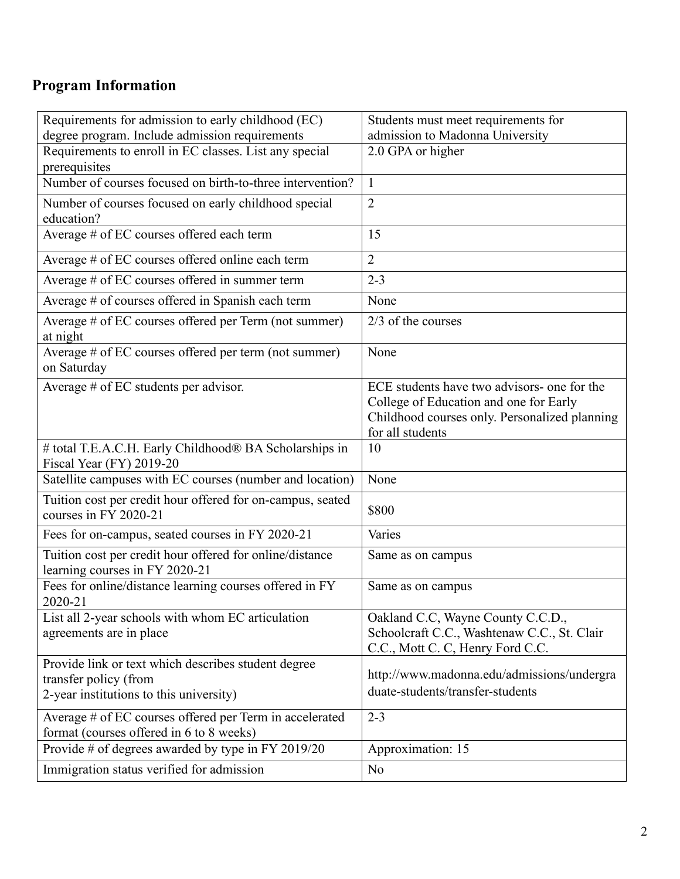## Program Information

| | |
|---|---|
| Requirements for admission to early childhood (EC) degree program. Include admission requirements | Students must meet requirements for admission to Madonna University |
| Requirements to enroll in EC classes. List any special prerequisites | 2.0 GPA or higher |
| Number of courses focused on birth-to-three intervention? | 1 |
| Number of courses focused on early childhood special education? | 2 |
| Average # of EC courses offered each term | 15 |
| Average # of EC courses offered online each term | 2 |
| Average # of EC courses offered in summer term | 2-3 |
| Average # of courses offered in Spanish each term | None |
| Average # of EC courses offered per Term (not summer) at night | 2/3 of the courses |
| Average # of EC courses offered per term (not summer) on Saturday | None |
| Average # of EC students per advisor. | ECE students have two advisors- one for the College of Education and one for Early Childhood courses only. Personalized planning for all students |
| # total T.E.A.C.H. Early Childhood® BA Scholarships in Fiscal Year (FY) 2019-20 | 10 |
| Satellite campuses with EC courses (number and location) | None |
| Tuition cost per credit hour offered for on-campus, seated courses in FY 2020-21 | $800 |
| Fees for on-campus, seated courses in FY 2020-21 | Varies |
| Tuition cost per credit hour offered for online/distance learning courses in FY 2020-21 | Same as on campus |
| Fees for online/distance learning courses offered in FY 2020-21 | Same as on campus |
| List all 2-year schools with whom EC articulation agreements are in place | Oakland C.C, Wayne County C.C.D., Schoolcraft C.C., Washtenaw C.C., St. Clair C.C., Mott C. C, Henry Ford C.C. |
| Provide link or text which describes student degree transfer policy (from 2-year institutions to this university) | http://www.madonna.edu/admissions/undergraduate-students/transfer-students |
| Average # of EC courses offered per Term in accelerated format (courses offered in 6 to 8 weeks) | 2-3 |
| Provide # of degrees awarded by type in FY 2019/20 | Approximation: 15 |
| Immigration status verified for admission | No |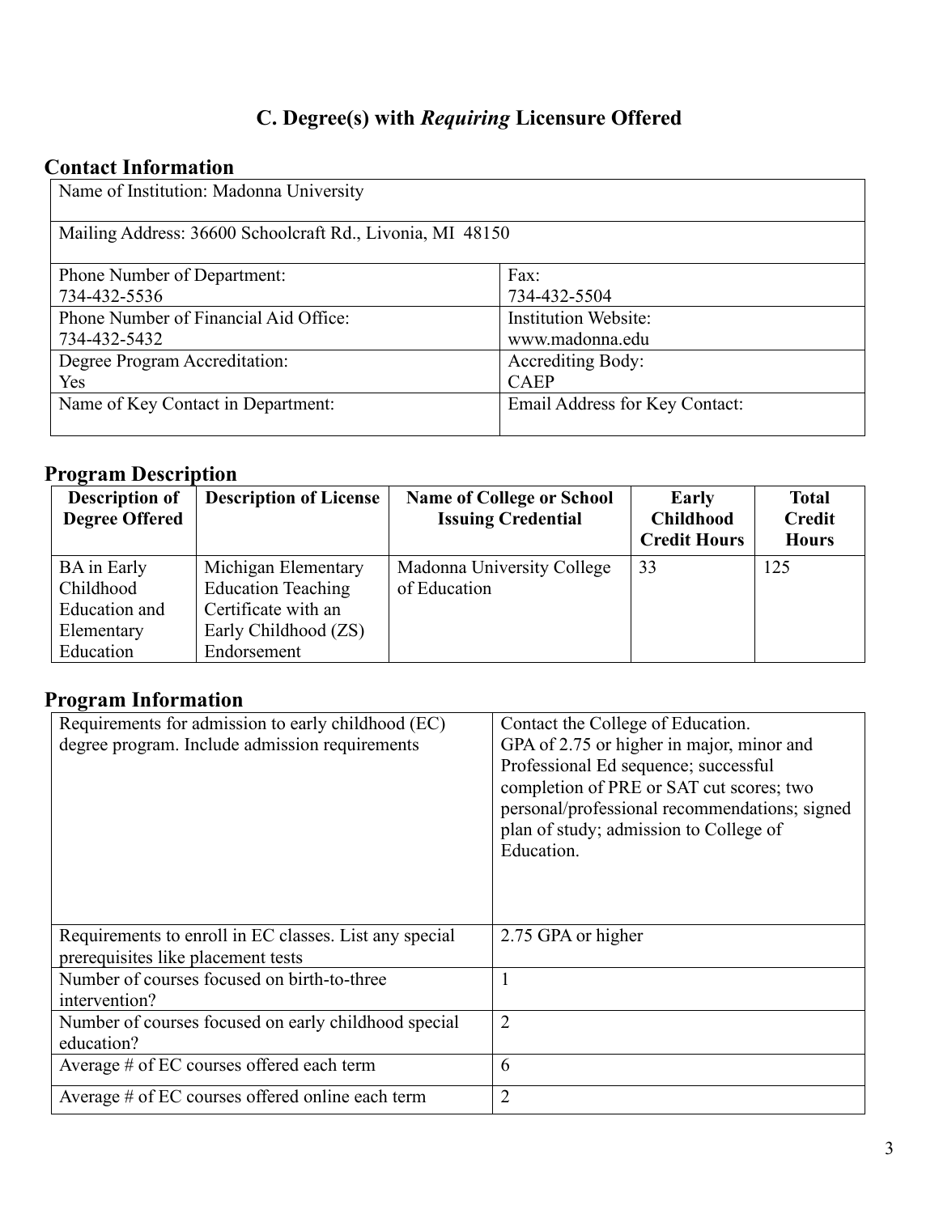# C. Degree(s) with *Requiring* Licensure Offered

## Contact Information

| | |
|---|---|
| Name of Institution: Madonna University | |
| Mailing Address: 36600 Schoolcraft Rd., Livonia, MI 48150 | |
| Phone Number of Department: 734-432-5536 | Fax: 734-432-5504 |
| Phone Number of Financial Aid Office: 734-432-5432 | Institution Website: www.madonna.edu |
| Degree Program Accreditation: Yes | Accrediting Body: CAEP |
| Name of Key Contact in Department: | Email Address for Key Contact: |

## Program Description

| Description of Degree Offered | Description of License | Name of College or School Issuing Credential | Early Childhood Credit Hours | Total Credit Hours |
|---|---|---|---|---|
| BA in Early Childhood Education and Elementary Education | Michigan Elementary Education Teaching Certificate with an Early Childhood (ZS) Endorsement | Madonna University College of Education | 33 | 125 |

## Program Information

| | |
|---|---|
| Requirements for admission to early childhood (EC) degree program. Include admission requirements | Contact the College of Education. GPA of 2.75 or higher in major, minor and Professional Ed sequence; successful completion of PRE or SAT cut scores; two personal/professional recommendations; signed plan of study; admission to College of Education. |
| Requirements to enroll in EC classes. List any special prerequisites like placement tests | 2.75 GPA or higher |
| Number of courses focused on birth-to-three intervention? | 1 |
| Number of courses focused on early childhood special education? | 2 |
| Average # of EC courses offered each term | 6 |
| Average # of EC courses offered online each term | 2 |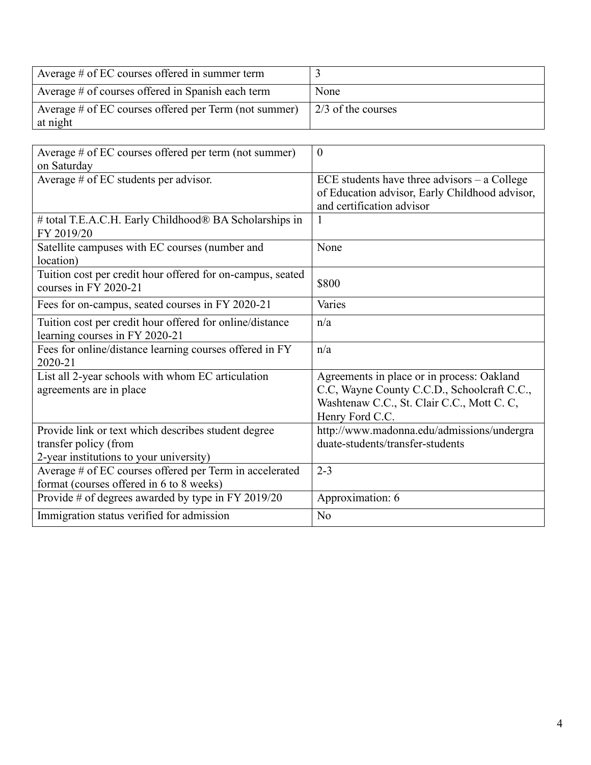| | |
|---|---|
| Average # of EC courses offered in summer term | 3 |
| Average # of courses offered in Spanish each term | None |
| Average # of EC courses offered per Term (not summer) at night | 2/3 of the courses |

| | |
|---|---|
| Average # of EC courses offered per term (not summer) on Saturday | 0 |
| Average # of EC students per advisor. | ECE students have three advisors – a College of Education advisor, Early Childhood advisor, and certification advisor |
| # total T.E.A.C.H. Early Childhood® BA Scholarships in FY 2019/20 | 1 |
| Satellite campuses with EC courses (number and location) | None |
| Tuition cost per credit hour offered for on-campus, seated courses in FY 2020-21 | \$800 |
| Fees for on-campus, seated courses in FY 2020-21 | Varies |
| Tuition cost per credit hour offered for online/distance learning courses in FY 2020-21 | n/a |
| Fees for online/distance learning courses offered in FY 2020-21 | n/a |
| List all 2-year schools with whom EC articulation agreements are in place | Agreements in place or in process: Oakland C.C, Wayne County C.C.D., Schoolcraft C.C., Washtenaw C.C., St. Clair C.C., Mott C. C, Henry Ford C.C. |
| Provide link or text which describes student degree transfer policy (from 2-year institutions to your university) | http://www.madonna.edu/admissions/undergraduate-students/transfer-students |
| Average # of EC courses offered per Term in accelerated format (courses offered in 6 to 8 weeks) | 2-3 |
| Provide # of degrees awarded by type in FY 2019/20 | Approximation: 6 |
| Immigration status verified for admission | No |